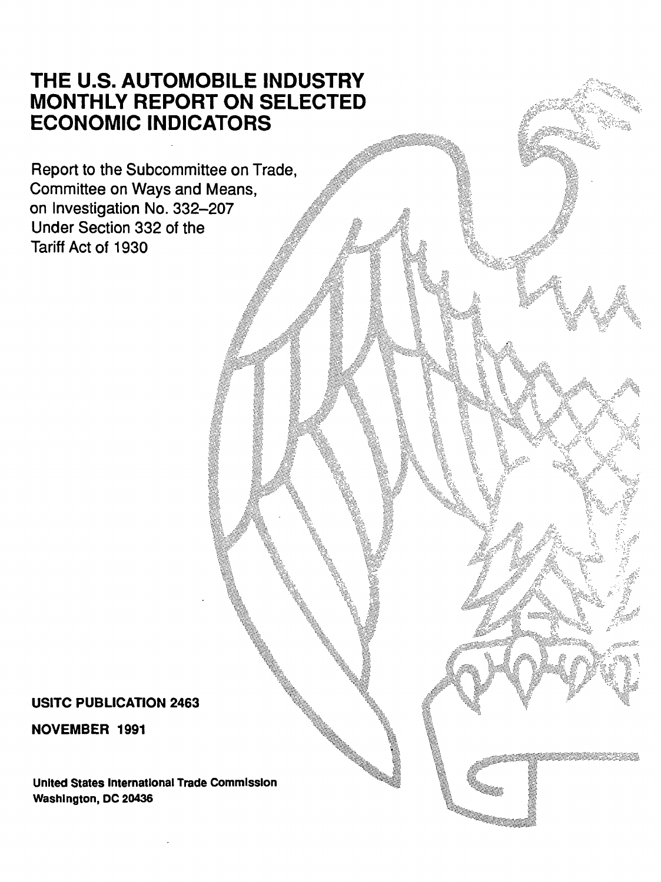# THE U.S. AUTOMOBILE INDUSTRY MONTHLY REPORT ON SELECTED ECONOMIC INDICATORS

Report to the Subcommittee on Trade, Committee on Ways and Means, on Investigation No. 332–207 Under Section 332 of the Tariff Act of 1930

**USITC PUBLICATION 2463**

**NOVEMBER 1991**

**United States International Trade Commission**
**Washington, DC 20436**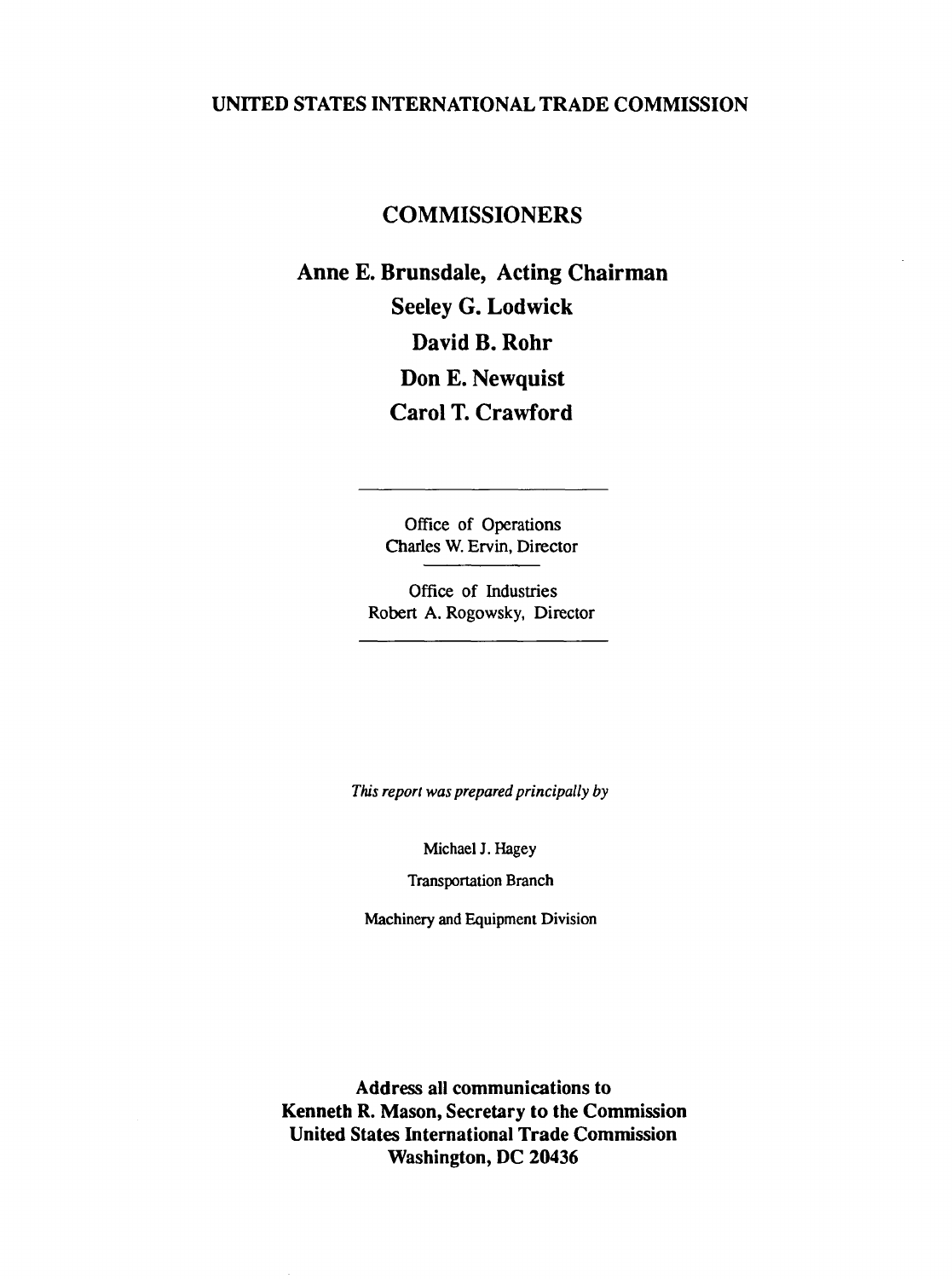UNITED STATES INTERNATIONAL TRADE COMMISSION

## COMMISSIONERS

**Anne E. Brunsdale, Acting Chairman**
**Seeley G. Lodwick**
**David B. Rohr**
**Don E. Newquist**
**Carol T. Crawford**

---

Office of Operations
Charles W. Ervin, Director

---

Office of Industries
Robert A. Rogowsky, Director

---

*This report was prepared principally by*

Michael J. Hagey

Transportation Branch

Machinery and Equipment Division

**Address all communications to**
**Kenneth R. Mason, Secretary to the Commission**
**United States International Trade Commission**
**Washington, DC 20436**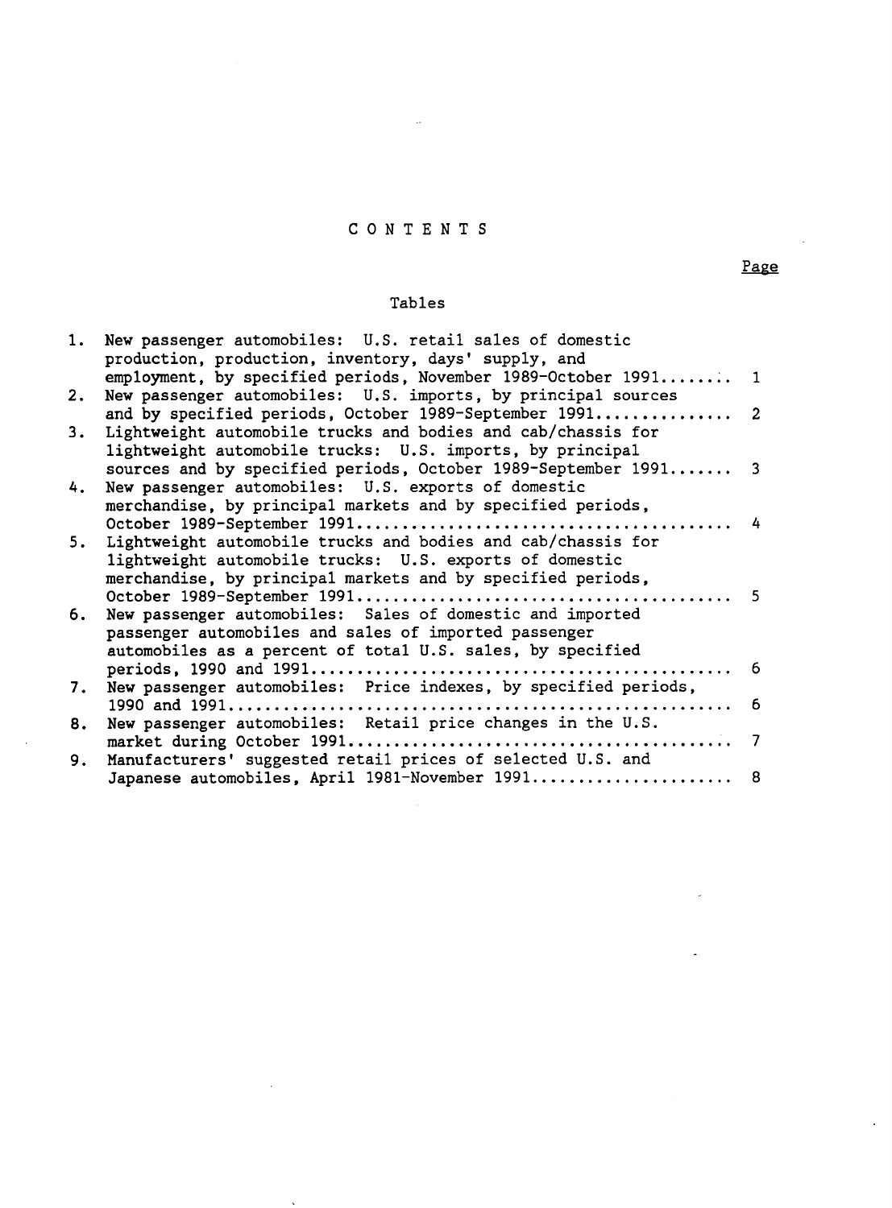# CONTENTS

Page

## Tables

| | | Page |
|---|---|---|
| 1. | New passenger automobiles: U.S. retail sales of domestic production, production, inventory, days' supply, and employment, by specified periods, November 1989-October 1991 | 1 |
| 2. | New passenger automobiles: U.S. imports, by principal sources and by specified periods, October 1989-September 1991 | 2 |
| 3. | Lightweight automobile trucks and bodies and cab/chassis for lightweight automobile trucks: U.S. imports, by principal sources and by specified periods, October 1989-September 1991 | 3 |
| 4. | New passenger automobiles: U.S. exports of domestic merchandise, by principal markets and by specified periods, October 1989-September 1991 | 4 |
| 5. | Lightweight automobile trucks and bodies and cab/chassis for lightweight automobile trucks: U.S. exports of domestic merchandise, by principal markets and by specified periods, October 1989-September 1991 | 5 |
| 6. | New passenger automobiles: Sales of domestic and imported passenger automobiles and sales of imported passenger automobiles as a percent of total U.S. sales, by specified periods, 1990 and 1991 | 6 |
| 7. | New passenger automobiles: Price indexes, by specified periods, 1990 and 1991 | 6 |
| 8. | New passenger automobiles: Retail price changes in the U.S. market during October 1991 | 7 |
| 9. | Manufacturers' suggested retail prices of selected U.S. and Japanese automobiles, April 1981-November 1991 | 8 |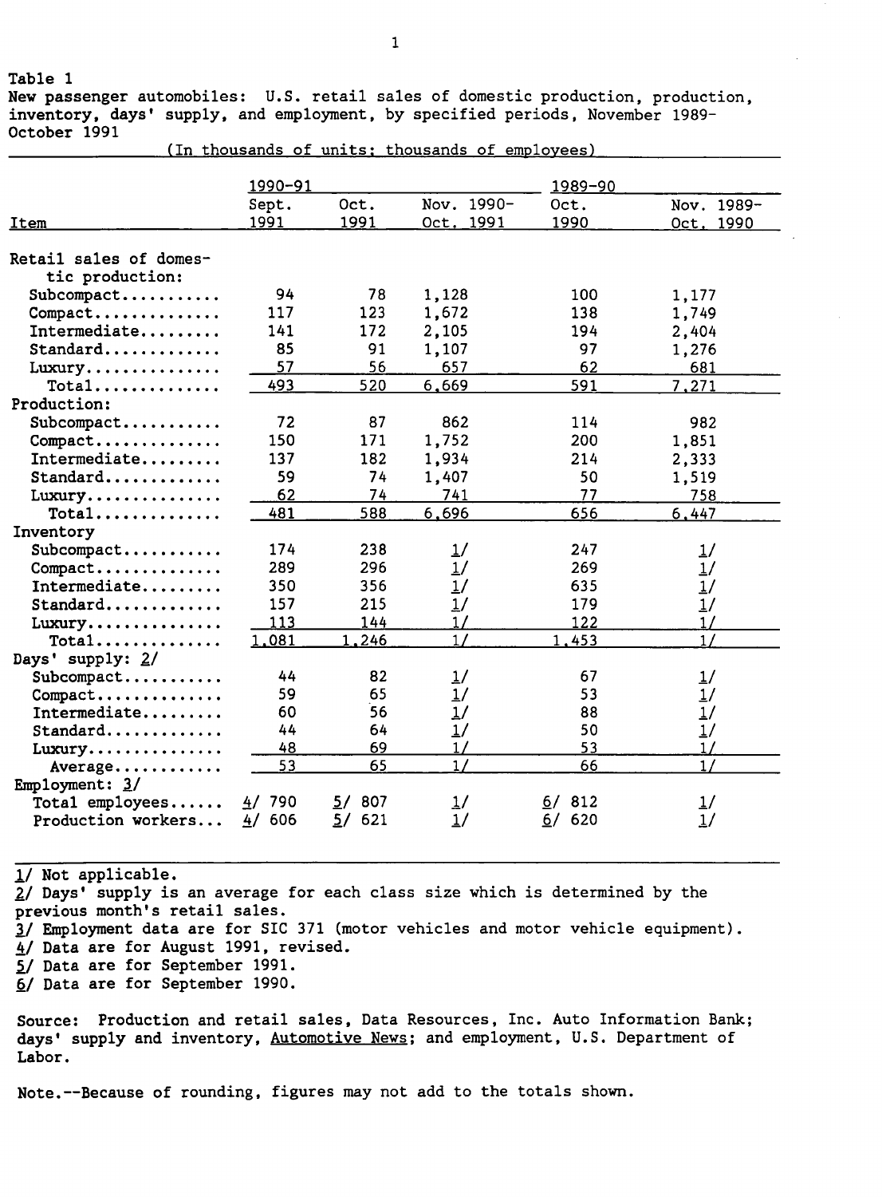Table 1

New passenger automobiles: U.S. retail sales of domestic production, production, inventory, days' supply, and employment, by specified periods, November 1989-October 1991

(In thousands of units; thousands of employees)

| Item | 1990-91 | | | 1989-90 | |
|---|---|---|---|---|---|
| | Sept. 1991 | Oct. 1991 | Nov. 1990-Oct. 1991 | Oct. 1990 | Nov. 1989-Oct. 1990 |
| Retail sales of domestic production: | | | | | |
| Subcompact | 94 | 78 | 1,128 | 100 | 1,177 |
| Compact | 117 | 123 | 1,672 | 138 | 1,749 |
| Intermediate | 141 | 172 | 2,105 | 194 | 2,404 |
| Standard | 85 | 91 | 1,107 | 97 | 1,276 |
| Luxury | 57 | 56 | 657 | 62 | 681 |
| Total | 493 | 520 | 6,669 | 591 | 7,271 |
| Production: | | | | | |
| Subcompact | 72 | 87 | 862 | 114 | 982 |
| Compact | 150 | 171 | 1,752 | 200 | 1,851 |
| Intermediate | 137 | 182 | 1,934 | 214 | 2,333 |
| Standard | 59 | 74 | 1,407 | 50 | 1,519 |
| Luxury | 62 | 74 | 741 | 77 | 758 |
| Total | 481 | 588 | 6,696 | 656 | 6,447 |
| Inventory | | | | | |
| Subcompact | 174 | 238 | 1/ | 247 | 1/ |
| Compact | 289 | 296 | 1/ | 269 | 1/ |
| Intermediate | 350 | 356 | 1/ | 635 | 1/ |
| Standard | 157 | 215 | 1/ | 179 | 1/ |
| Luxury | 113 | 144 | 1/ | 122 | 1/ |
| Total | 1,081 | 1,246 | 1/ | 1,453 | 1/ |
| Days' supply: 2/ | | | | | |
| Subcompact | 44 | 82 | 1/ | 67 | 1/ |
| Compact | 59 | 65 | 1/ | 53 | 1/ |
| Intermediate | 60 | 56 | 1/ | 88 | 1/ |
| Standard | 44 | 64 | 1/ | 50 | 1/ |
| Luxury | 48 | 69 | 1/ | 53 | 1/ |
| Average | 53 | 65 | 1/ | 66 | 1/ |
| Employment: 3/ | | | | | |
| Total employees | 4/ 790 | 5/ 807 | 1/ | 6/ 812 | 1/ |
| Production workers | 4/ 606 | 5/ 621 | 1/ | 6/ 620 | 1/ |

1/ Not applicable.
2/ Days' supply is an average for each class size which is determined by the previous month's retail sales.
3/ Employment data are for SIC 371 (motor vehicles and motor vehicle equipment).
4/ Data are for August 1991, revised.
5/ Data are for September 1991.
6/ Data are for September 1990.

Source: Production and retail sales, Data Resources, Inc. Auto Information Bank; days' supply and inventory, Automotive News; and employment, U.S. Department of Labor.

Note.--Because of rounding, figures may not add to the totals shown.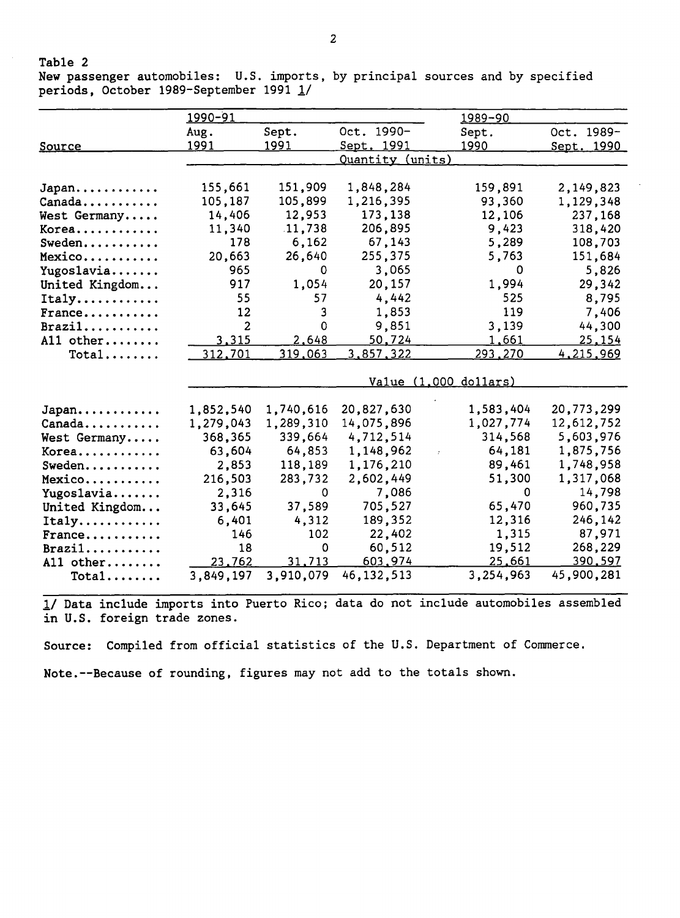Table 2
New passenger automobiles: U.S. imports, by principal sources and by specified periods, October 1989-September 1991 1/

| Source | 1990-91 | | | 1989-90 | |
|---|---|---|---|---|---|
| | Aug. 1991 | Sept. 1991 | Oct. 1990- Sept. 1991 | Sept. 1990 | Oct. 1989- Sept. 1990 |
| | Quantity (units) | | | | |
| Japan | 155,661 | 151,909 | 1,848,284 | 159,891 | 2,149,823 |
| Canada | 105,187 | 105,899 | 1,216,395 | 93,360 | 1,129,348 |
| West Germany | 14,406 | 12,953 | 173,138 | 12,106 | 237,168 |
| Korea | 11,340 | 11,738 | 206,895 | 9,423 | 318,420 |
| Sweden | 178 | 6,162 | 67,143 | 5,289 | 108,703 |
| Mexico | 20,663 | 26,640 | 255,375 | 5,763 | 151,684 |
| Yugoslavia | 965 | 0 | 3,065 | 0 | 5,826 |
| United Kingdom | 917 | 1,054 | 20,157 | 1,994 | 29,342 |
| Italy | 55 | 57 | 4,442 | 525 | 8,795 |
| France | 12 | 3 | 1,853 | 119 | 7,406 |
| Brazil | 2 | 0 | 9,851 | 3,139 | 44,300 |
| All other | 3,315 | 2,648 | 50,724 | 1,661 | 25,154 |
| Total | 312,701 | 319,063 | 3,857,322 | 293,270 | 4,215,969 |
| | Value (1,000 dollars) | | | | |
| Japan | 1,852,540 | 1,740,616 | 20,827,630 | 1,583,404 | 20,773,299 |
| Canada | 1,279,043 | 1,289,310 | 14,075,896 | 1,027,774 | 12,612,752 |
| West Germany | 368,365 | 339,664 | 4,712,514 | 314,568 | 5,603,976 |
| Korea | 63,604 | 64,853 | 1,148,962 | 64,181 | 1,875,756 |
| Sweden | 2,853 | 118,189 | 1,176,210 | 89,461 | 1,748,958 |
| Mexico | 216,503 | 283,732 | 2,602,449 | 51,300 | 1,317,068 |
| Yugoslavia | 2,316 | 0 | 7,086 | 0 | 14,798 |
| United Kingdom | 33,645 | 37,589 | 705,527 | 65,470 | 960,735 |
| Italy | 6,401 | 4,312 | 189,352 | 12,316 | 246,142 |
| France | 146 | 102 | 22,402 | 1,315 | 87,971 |
| Brazil | 18 | 0 | 60,512 | 19,512 | 268,229 |
| All other | 23,762 | 31,713 | 603,974 | 25,661 | 390,597 |
| Total | 3,849,197 | 3,910,079 | 46,132,513 | 3,254,963 | 45,900,281 |

1/ Data include imports into Puerto Rico; data do not include automobiles assembled in U.S. foreign trade zones.

Source: Compiled from official statistics of the U.S. Department of Commerce.

Note.--Because of rounding, figures may not add to the totals shown.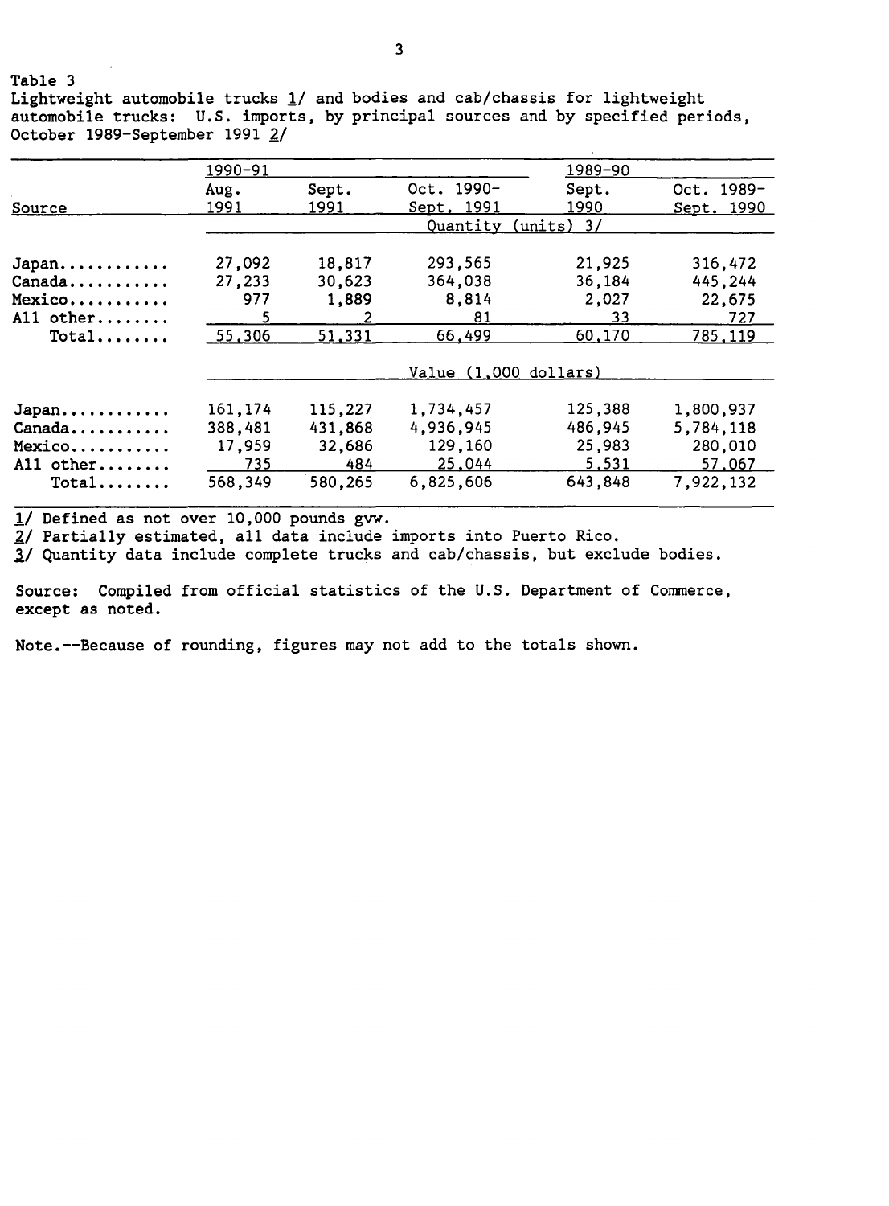Table 3
Lightweight automobile trucks 1/ and bodies and cab/chassis for lightweight automobile trucks: U.S. imports, by principal sources and by specified periods, October 1989-September 1991 2/

| | 1990-91 | | | 1989-90 | |
|---|---|---|---|---|---|
| Source | Aug. 1991 | Sept. 1991 | Oct. 1990-Sept. 1991 | Sept. 1990 | Oct. 1989-Sept. 1990 |
| | Quantity (units) 3/ | | | | |
| Japan............ | 27,092 | 18,817 | 293,565 | 21,925 | 316,472 |
| Canada........... | 27,233 | 30,623 | 364,038 | 36,184 | 445,244 |
| Mexico........... | 977 | 1,889 | 8,814 | 2,027 | 22,675 |
| All other........ | 5 | 2 | 81 | 33 | 727 |
| Total........ | 55,306 | 51,331 | 66,499 | 60,170 | 785,119 |
| | Value (1,000 dollars) | | | | |
| Japan............ | 161,174 | 115,227 | 1,734,457 | 125,388 | 1,800,937 |
| Canada........... | 388,481 | 431,868 | 4,936,945 | 486,945 | 5,784,118 |
| Mexico........... | 17,959 | 32,686 | 129,160 | 25,983 | 280,010 |
| All other........ | 735 | 484 | 25,044 | 5,531 | 57,067 |
| Total........ | 568,349 | 580,265 | 6,825,606 | 643,848 | 7,922,132 |

1/ Defined as not over 10,000 pounds gvw.
2/ Partially estimated, all data include imports into Puerto Rico.
3/ Quantity data include complete trucks and cab/chassis, but exclude bodies.

Source: Compiled from official statistics of the U.S. Department of Commerce, except as noted.

Note.--Because of rounding, figures may not add to the totals shown.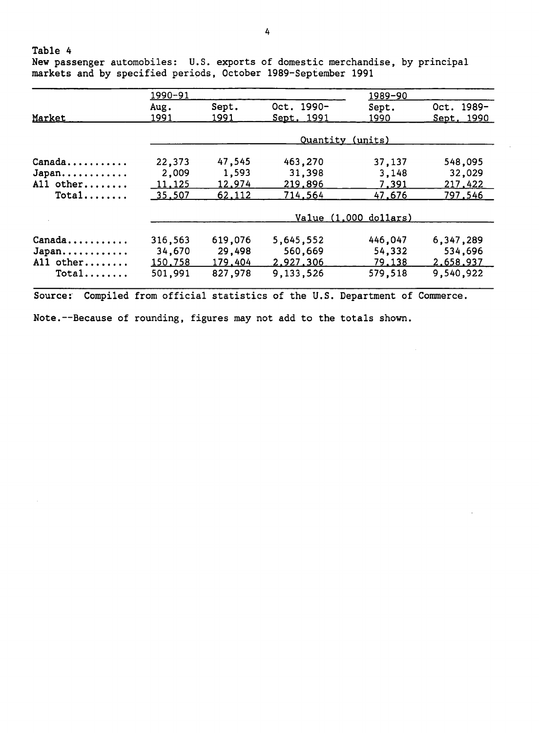Table 4

New passenger automobiles: U.S. exports of domestic merchandise, by principal markets and by specified periods, October 1989-September 1991

| Market | 1990-91 | | | 1989-90 | |
|---|---|---|---|---|---|
| | Aug. 1991 | Sept. 1991 | Oct. 1990-Sept. 1991 | Sept. 1990 | Oct. 1989-Sept. 1990 |
| | Quantity (units) | | | | |
| Canada | 22,373 | 47,545 | 463,270 | 37,137 | 548,095 |
| Japan | 2,009 | 1,593 | 31,398 | 3,148 | 32,029 |
| All other | 11,125 | 12,974 | 219,896 | 7,391 | 217,422 |
| Total | 35,507 | 62,112 | 714,564 | 47,676 | 797,546 |
| | Value (1,000 dollars) | | | | |
| Canada | 316,563 | 619,076 | 5,645,552 | 446,047 | 6,347,289 |
| Japan | 34,670 | 29,498 | 560,669 | 54,332 | 534,696 |
| All other | 150,758 | 179,404 | 2,927,306 | 79,138 | 2,658,937 |
| Total | 501,991 | 827,978 | 9,133,526 | 579,518 | 9,540,922 |

Source: Compiled from official statistics of the U.S. Department of Commerce.

Note.--Because of rounding, figures may not add to the totals shown.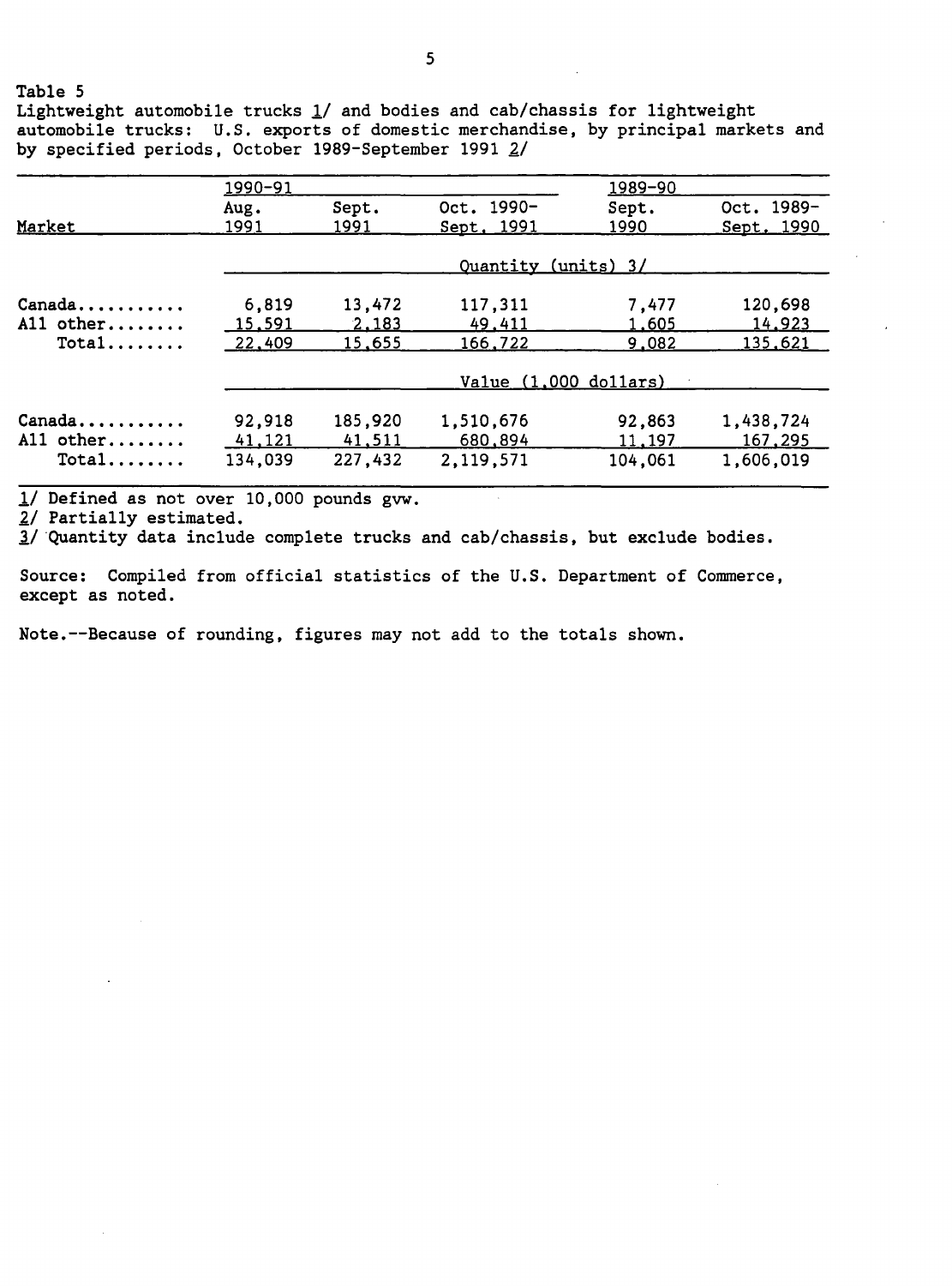Table 5

Lightweight automobile trucks 1/ and bodies and cab/chassis for lightweight automobile trucks: U.S. exports of domestic merchandise, by principal markets and by specified periods, October 1989-September 1991 2/

| | 1990-91 | | | 1989-90 | |
|---|---|---|---|---|---|
| Market | Aug. 1991 | Sept. 1991 | Oct. 1990-Sept. 1991 | Sept. 1990 | Oct. 1989-Sept. 1990 |
| | Quantity (units) 3/ | | | | |
| Canada | 6,819 | 13,472 | 117,311 | 7,477 | 120,698 |
| All other | 15,591 | 2,183 | 49,411 | 1,605 | 14,923 |
| Total | 22,409 | 15,655 | 166,722 | 9,082 | 135,621 |
| | Value (1,000 dollars) | | | | |
| Canada | 92,918 | 185,920 | 1,510,676 | 92,863 | 1,438,724 |
| All other | 41,121 | 41,511 | 680,894 | 11,197 | 167,295 |
| Total | 134,039 | 227,432 | 2,119,571 | 104,061 | 1,606,019 |

1/ Defined as not over 10,000 pounds gvw.

2/ Partially estimated.

3/ Quantity data include complete trucks and cab/chassis, but exclude bodies.

Source: Compiled from official statistics of the U.S. Department of Commerce, except as noted.

Note.--Because of rounding, figures may not add to the totals shown.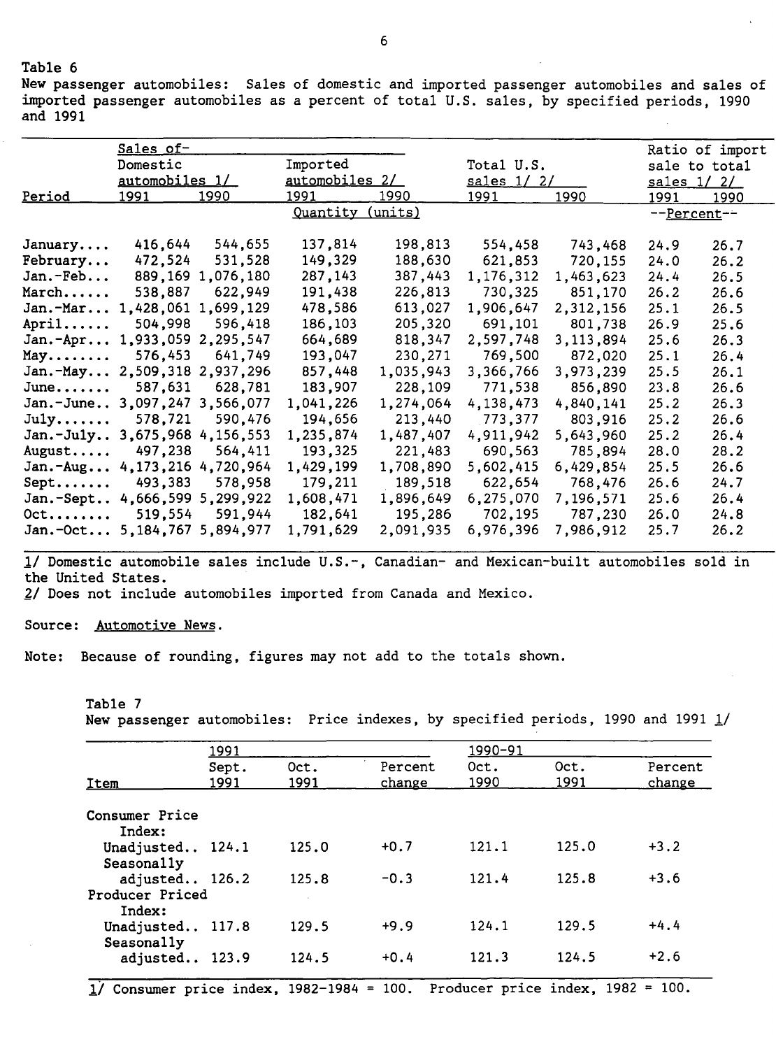Table 6
New passenger automobiles: Sales of domestic and imported passenger automobiles and sales of imported passenger automobiles as a percent of total U.S. sales, by specified periods, 1990 and 1991

| Period | Sales of- Domestic automobiles 1/ | | Imported automobiles 2/ | | Total U.S. sales 1/ 2/ | | Ratio of import sale to total sales 1/ 2/ | |
|---|---|---|---|---|---|---|---|---|
| | 1991 | 1990 | 1991 | 1990 | 1991 | 1990 | 1991 | 1990 |
| | Quantity (units) | | | | | | --Percent-- | |
| January.... | 416,644 | 544,655 | 137,814 | 198,813 | 554,458 | 743,468 | 24.9 | 26.7 |
| February... | 472,524 | 531,528 | 149,329 | 188,630 | 621,853 | 720,155 | 24.0 | 26.2 |
| Jan.-Feb... | 889,169 | 1,076,180 | 287,143 | 387,443 | 1,176,312 | 1,463,623 | 24.4 | 26.5 |
| March...... | 538,887 | 622,949 | 191,438 | 226,813 | 730,325 | 851,170 | 26.2 | 26.6 |
| Jan.-Mar... | 1,428,061 | 1,699,129 | 478,586 | 613,027 | 1,906,647 | 2,312,156 | 25.1 | 26.5 |
| April...... | 504,998 | 596,418 | 186,103 | 205,320 | 691,101 | 801,738 | 26.9 | 25.6 |
| Jan.-Apr... | 1,933,059 | 2,295,547 | 664,689 | 818,347 | 2,597,748 | 3,113,894 | 25.6 | 26.3 |
| May........ | 576,453 | 641,749 | 193,047 | 230,271 | 769,500 | 872,020 | 25.1 | 26.4 |
| Jan.-May... | 2,509,318 | 2,937,296 | 857,448 | 1,035,943 | 3,366,766 | 3,973,239 | 25.5 | 26.1 |
| June....... | 587,631 | 628,781 | 183,907 | 228,109 | 771,538 | 856,890 | 23.8 | 26.6 |
| Jan.-June.. | 3,097,247 | 3,566,077 | 1,041,226 | 1,274,064 | 4,138,473 | 4,840,141 | 25.2 | 26.3 |
| July....... | 578,721 | 590,476 | 194,656 | 213,440 | 773,377 | 803,916 | 25.2 | 26.6 |
| Jan.-July.. | 3,675,968 | 4,156,553 | 1,235,874 | 1,487,407 | 4,911,942 | 5,643,960 | 25.2 | 26.4 |
| August..... | 497,238 | 564,411 | 193,325 | 221,483 | 690,563 | 785,894 | 28.0 | 28.2 |
| Jan.-Aug... | 4,173,216 | 4,720,964 | 1,429,199 | 1,708,890 | 5,602,415 | 6,429,854 | 25.5 | 26.6 |
| Sept....... | 493,383 | 578,958 | 179,211 | 189,518 | 622,654 | 768,476 | 26.6 | 24.7 |
| Jan.-Sept.. | 4,666,599 | 5,299,922 | 1,608,471 | 1,896,649 | 6,275,070 | 7,196,571 | 25.6 | 26.4 |
| Oct........ | 519,554 | 591,944 | 182,641 | 195,286 | 702,195 | 787,230 | 26.0 | 24.8 |
| Jan.-Oct... | 5,184,767 | 5,894,977 | 1,791,629 | 2,091,935 | 6,976,396 | 7,986,912 | 25.7 | 26.2 |

1/ Domestic automobile sales include U.S.-, Canadian- and Mexican-built automobiles sold in the United States.
2/ Does not include automobiles imported from Canada and Mexico.

Source: Automotive News.

Note: Because of rounding, figures may not add to the totals shown.

Table 7
New passenger automobiles: Price indexes, by specified periods, 1990 and 1991 1/

| Item | 1991 Sept. 1991 | Oct. 1991 | Percent change | 1990-91 Oct. 1990 | Oct. 1991 | Percent change |
|---|---|---|---|---|---|---|
| Consumer Price Index: | | | | | | |
| Unadjusted.. | 124.1 | 125.0 | +0.7 | 121.1 | 125.0 | +3.2 |
| Seasonally adjusted.. | 126.2 | 125.8 | -0.3 | 121.4 | 125.8 | +3.6 |
| Producer Priced Index: | | | | | | |
| Unadjusted.. | 117.8 | 129.5 | +9.9 | 124.1 | 129.5 | +4.4 |
| Seasonally adjusted.. | 123.9 | 124.5 | +0.4 | 121.3 | 124.5 | +2.6 |

1/ Consumer price index, 1982-1984 = 100. Producer price index, 1982 = 100.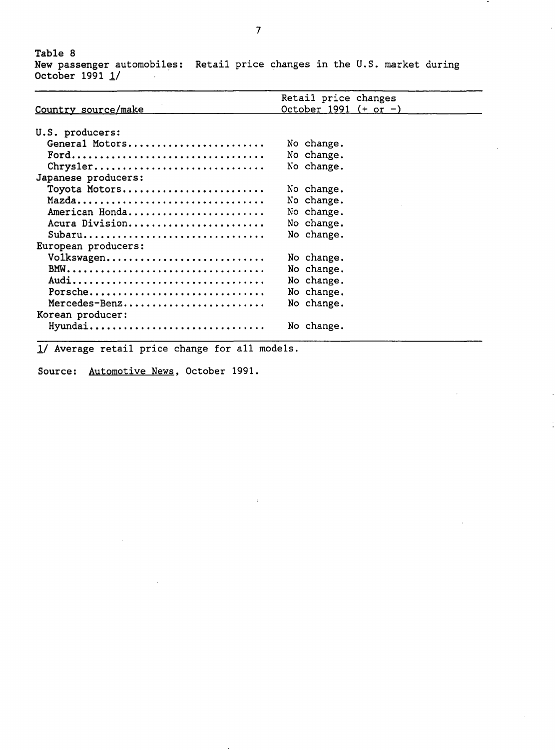Table 8
New passenger automobiles: Retail price changes in the U.S. market during October 1991 1/

| Country source/make | Retail price changes October 1991 (+ or -) |
|---|---|
| U.S. producers: | |
| General Motors | No change. |
| Ford | No change. |
| Chrysler | No change. |
| Japanese producers: | |
| Toyota Motors | No change. |
| Mazda | No change. |
| American Honda | No change. |
| Acura Division | No change. |
| Subaru | No change. |
| European producers: | |
| Volkswagen | No change. |
| BMW | No change. |
| Audi | No change. |
| Porsche | No change. |
| Mercedes-Benz | No change. |
| Korean producer: | |
| Hyundai | No change. |

1/ Average retail price change for all models.

Source: Automotive News, October 1991.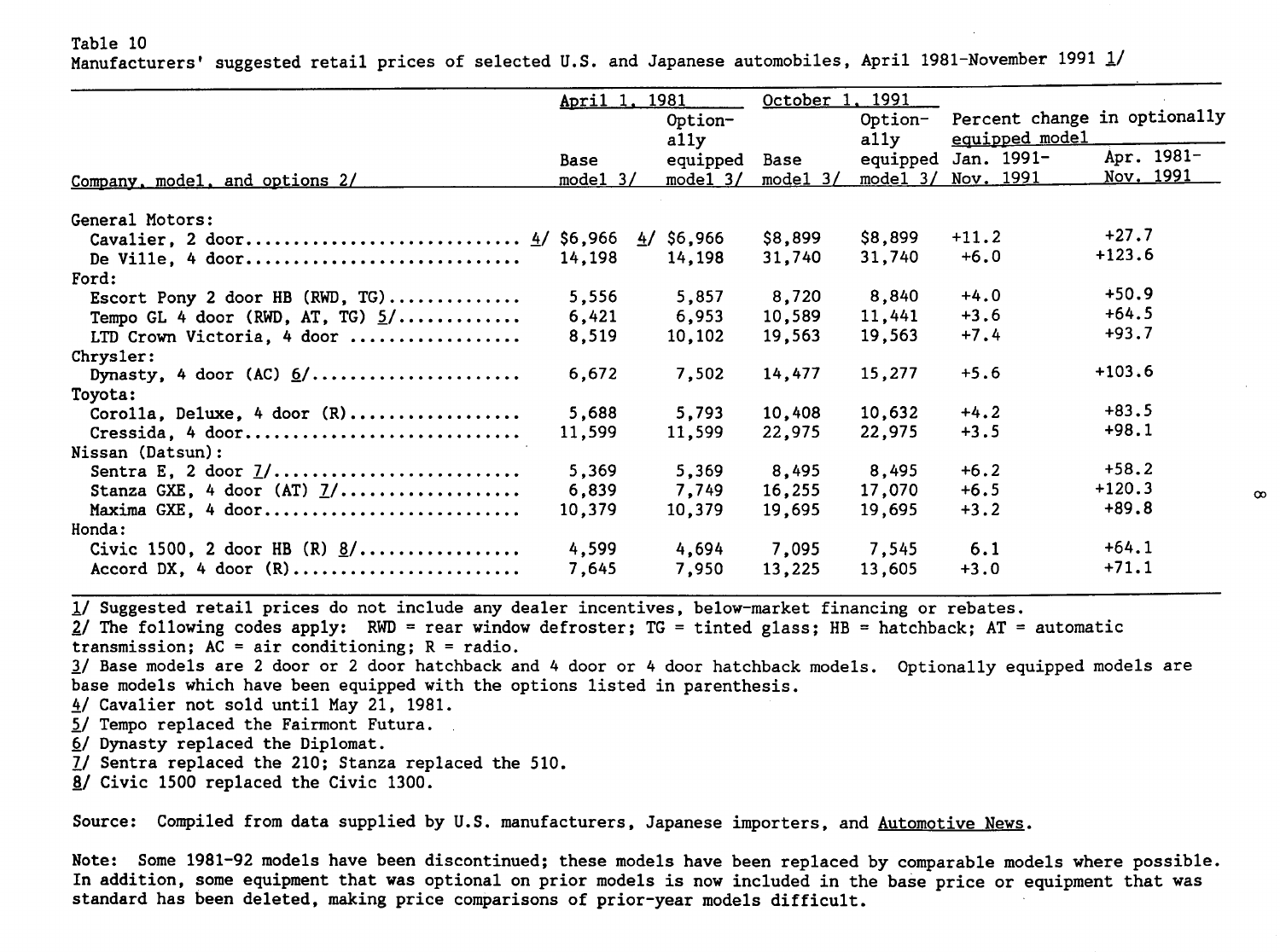Table 10
Manufacturers' suggested retail prices of selected U.S. and Japanese automobiles, April 1981-November 1991 1/

| Company, model, and options 2/ | April 1, 1981 | | October 1, 1991 | | Percent change in optionally equipped model | |
|---|---|---|---|---|---|---|
| | Base model 3/ | Optionally equipped model 3/ | Base model 3/ | Optionally equipped model 3/ | Jan. 1991-Nov. 1991 | Apr. 1981-Nov. 1991 |
| General Motors: | | | | | | |
| Cavalier, 2 door | 4/ $6,966 | 4/ $6,966 | $8,899 | $8,899 | +11.2 | +27.7 |
| De Ville, 4 door | 14,198 | 14,198 | 31,740 | 31,740 | +6.0 | +123.6 |
| Ford: | | | | | | |
| Escort Pony 2 door HB (RWD, TG) | 5,556 | 5,857 | 8,720 | 8,840 | +4.0 | +50.9 |
| Tempo GL 4 door (RWD, AT, TG) 5/ | 6,421 | 6,953 | 10,589 | 11,441 | +3.6 | +64.5 |
| LTD Crown Victoria, 4 door | 8,519 | 10,102 | 19,563 | 19,563 | +7.4 | +93.7 |
| Chrysler: | | | | | | |
| Dynasty, 4 door (AC) 6/ | 6,672 | 7,502 | 14,477 | 15,277 | +5.6 | +103.6 |
| Toyota: | | | | | | |
| Corolla, Deluxe, 4 door (R) | 5,688 | 5,793 | 10,408 | 10,632 | +4.2 | +83.5 |
| Cressida, 4 door | 11,599 | 11,599 | 22,975 | 22,975 | +3.5 | +98.1 |
| Nissan (Datsun): | | | | | | |
| Sentra E, 2 door 7/ | 5,369 | 5,369 | 8,495 | 8,495 | +6.2 | +58.2 |
| Stanza GXE, 4 door (AT) 7/ | 6,839 | 7,749 | 16,255 | 17,070 | +6.5 | +120.3 |
| Maxima GXE, 4 door | 10,379 | 10,379 | 19,695 | 19,695 | +3.2 | +89.8 |
| Honda: | | | | | | |
| Civic 1500, 2 door HB (R) 8/ | 4,599 | 4,694 | 7,095 | 7,545 | 6.1 | +64.1 |
| Accord DX, 4 door (R) | 7,645 | 7,950 | 13,225 | 13,605 | +3.0 | +71.1 |

1/ Suggested retail prices do not include any dealer incentives, below-market financing or rebates.
2/ The following codes apply: RWD = rear window defroster; TG = tinted glass; HB = hatchback; AT = automatic transmission; AC = air conditioning; R = radio.
3/ Base models are 2 door or 2 door hatchback and 4 door or 4 door hatchback models. Optionally equipped models are base models which have been equipped with the options listed in parenthesis.
4/ Cavalier not sold until May 21, 1981.
5/ Tempo replaced the Fairmont Futura.
6/ Dynasty replaced the Diplomat.
7/ Sentra replaced the 210; Stanza replaced the 510.
8/ Civic 1500 replaced the Civic 1300.

Source: Compiled from data supplied by U.S. manufacturers, Japanese importers, and Automotive News.

Note: Some 1981-92 models have been discontinued; these models have been replaced by comparable models where possible. In addition, some equipment that was optional on prior models is now included in the base price or equipment that was standard has been deleted, making price comparisons of prior-year models difficult.